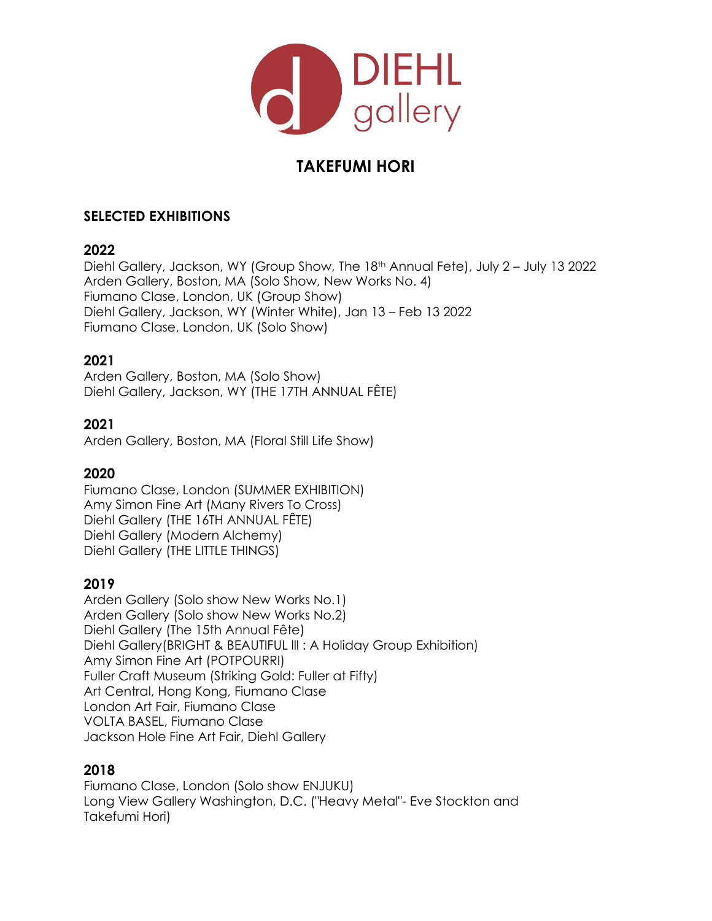DIEHL gallery

# TAKEFUMI HORI

## SELECTED EXHIBITIONS

### 2022
Diehl Gallery, Jackson, WY (Group Show, The 18th Annual Fete), July 2 – July 13 2022
Arden Gallery, Boston, MA (Solo Show, New Works No. 4)
Fiumano Clase, London, UK (Group Show)
Diehl Gallery, Jackson, WY (Winter White), Jan 13 – Feb 13 2022
Fiumano Clase, London, UK (Solo Show)

### 2021
Arden Gallery, Boston, MA (Solo Show)
Diehl Gallery, Jackson, WY (THE 17TH ANNUAL FÊTE)

### 2021
Arden Gallery, Boston, MA (Floral Still Life Show)

### 2020
Fiumano Clase, London (SUMMER EXHIBITION)
Amy Simon Fine Art (Many Rivers To Cross)
Diehl Gallery (THE 16TH ANNUAL FÊTE)
Diehl Gallery (Modern Alchemy)
Diehl Gallery (THE LITTLE THINGS)

### 2019
Arden Gallery (Solo show New Works No.1)
Arden Gallery (Solo show New Works No.2)
Diehl Gallery (The 15th Annual Fête)
Diehl Gallery(BRIGHT & BEAUTIFUL III : A Holiday Group Exhibition)
Amy Simon Fine Art (POTPOURRI)
Fuller Craft Museum (Striking Gold: Fuller at Fifty)
Art Central, Hong Kong, Fiumano Clase
London Art Fair, Fiumano Clase
VOLTA BASEL, Fiumano Clase
Jackson Hole Fine Art Fair, Diehl Gallery

### 2018
Fiumano Clase, London (Solo show ENJUKU)
Long View Gallery Washington, D.C. ("Heavy Metal"- Eve Stockton and Takefumi Hori)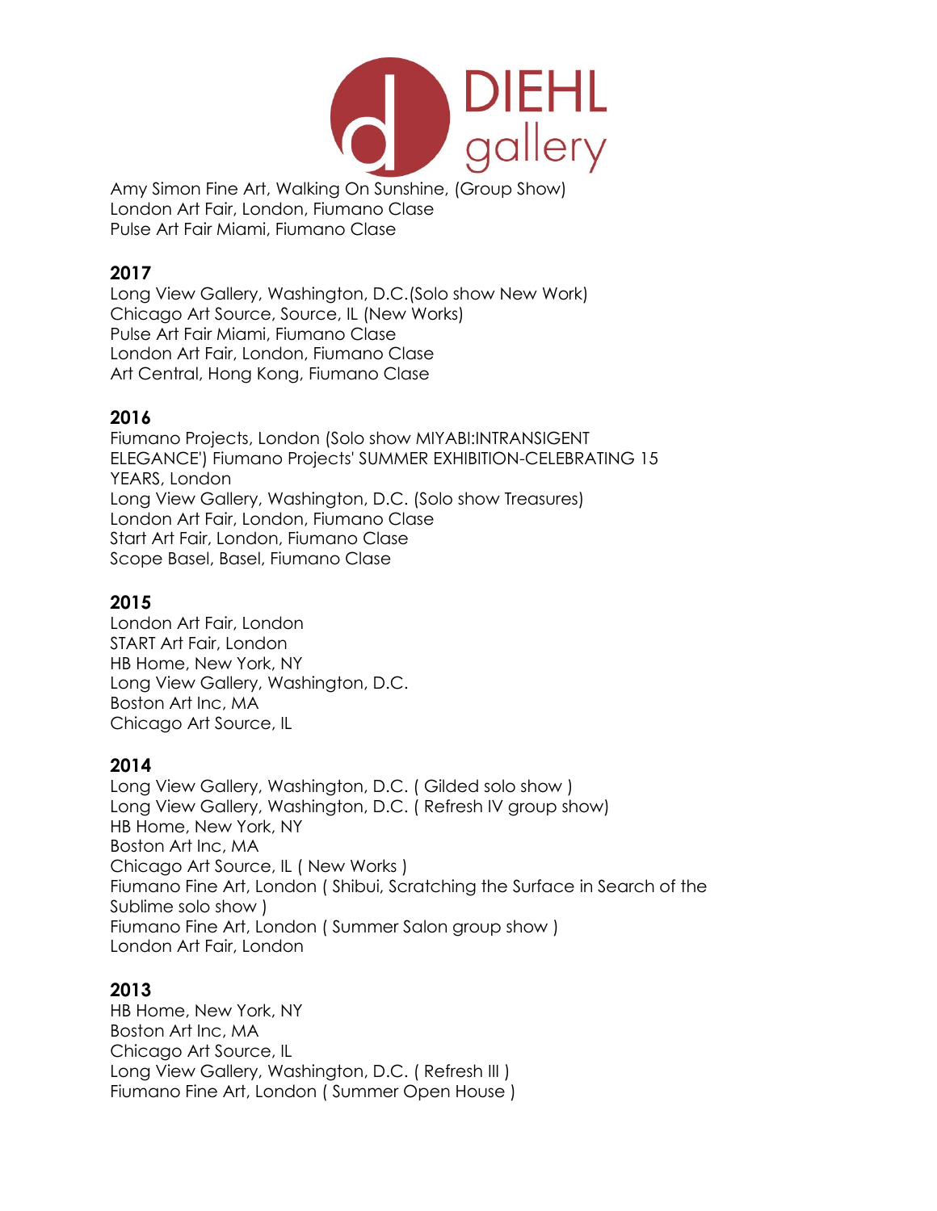Amy Simon Fine Art, Walking On Sunshine, (Group Show)
London Art Fair, London, Fiumano Clase
Pulse Art Fair Miami, Fiumano Clase

**2017**
Long View Gallery, Washington, D.C.(Solo show New Work)
Chicago Art Source, Source, IL (New Works)
Pulse Art Fair Miami, Fiumano Clase
London Art Fair, London, Fiumano Clase
Art Central, Hong Kong, Fiumano Clase

**2016**
Fiumano Projects, London (Solo show MIYABI:INTRANSIGENT ELEGANCE') Fiumano Projects' SUMMER EXHIBITION-CELEBRATING 15 YEARS, London
Long View Gallery, Washington, D.C. (Solo show Treasures)
London Art Fair, London, Fiumano Clase
Start Art Fair, London, Fiumano Clase
Scope Basel, Basel, Fiumano Clase

**2015**
London Art Fair, London
START Art Fair, London
HB Home, New York, NY
Long View Gallery, Washington, D.C.
Boston Art Inc, MA
Chicago Art Source, IL

**2014**
Long View Gallery, Washington, D.C. ( Gilded solo show )
Long View Gallery, Washington, D.C. ( Refresh IV group show)
HB Home, New York, NY
Boston Art Inc, MA
Chicago Art Source, IL ( New Works )
Fiumano Fine Art, London ( Shibui, Scratching the Surface in Search of the Sublime solo show )
Fiumano Fine Art, London ( Summer Salon group show )
London Art Fair, London

**2013**
HB Home, New York, NY
Boston Art Inc, MA
Chicago Art Source, IL
Long View Gallery, Washington, D.C. ( Refresh III )
Fiumano Fine Art, London ( Summer Open House )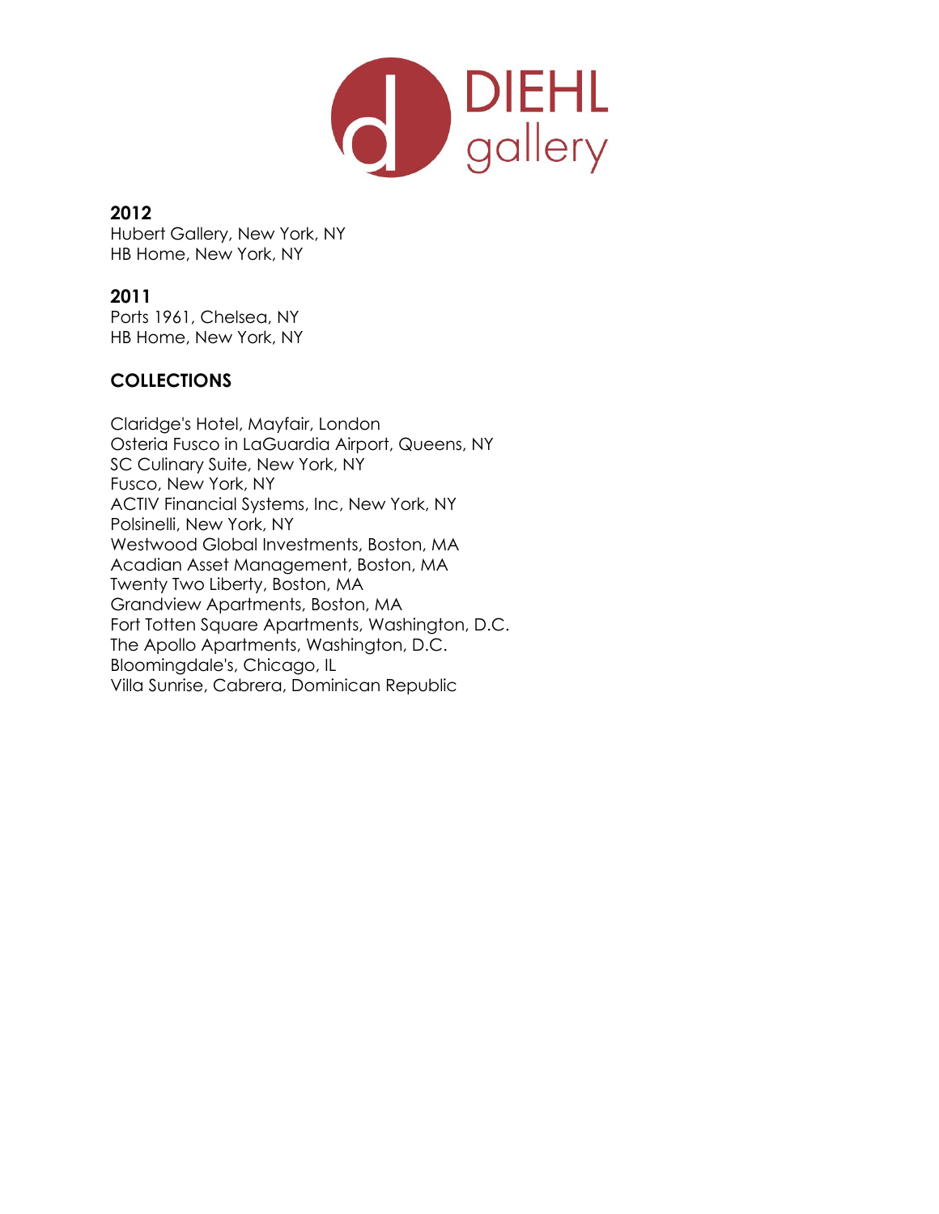DIEHL gallery

**2012**
Hubert Gallery, New York, NY
HB Home, New York, NY

**2011**
Ports 1961, Chelsea, NY
HB Home, New York, NY

## COLLECTIONS

Claridge's Hotel, Mayfair, London
Osteria Fusco in LaGuardia Airport, Queens, NY
SC Culinary Suite, New York, NY
Fusco, New York, NY
ACTIV Financial Systems, Inc, New York, NY
Polsinelli, New York, NY
Westwood Global Investments, Boston, MA
Acadian Asset Management, Boston, MA
Twenty Two Liberty, Boston, MA
Grandview Apartments, Boston, MA
Fort Totten Square Apartments, Washington, D.C.
The Apollo Apartments, Washington, D.C.
Bloomingdale's, Chicago, IL
Villa Sunrise, Cabrera, Dominican Republic